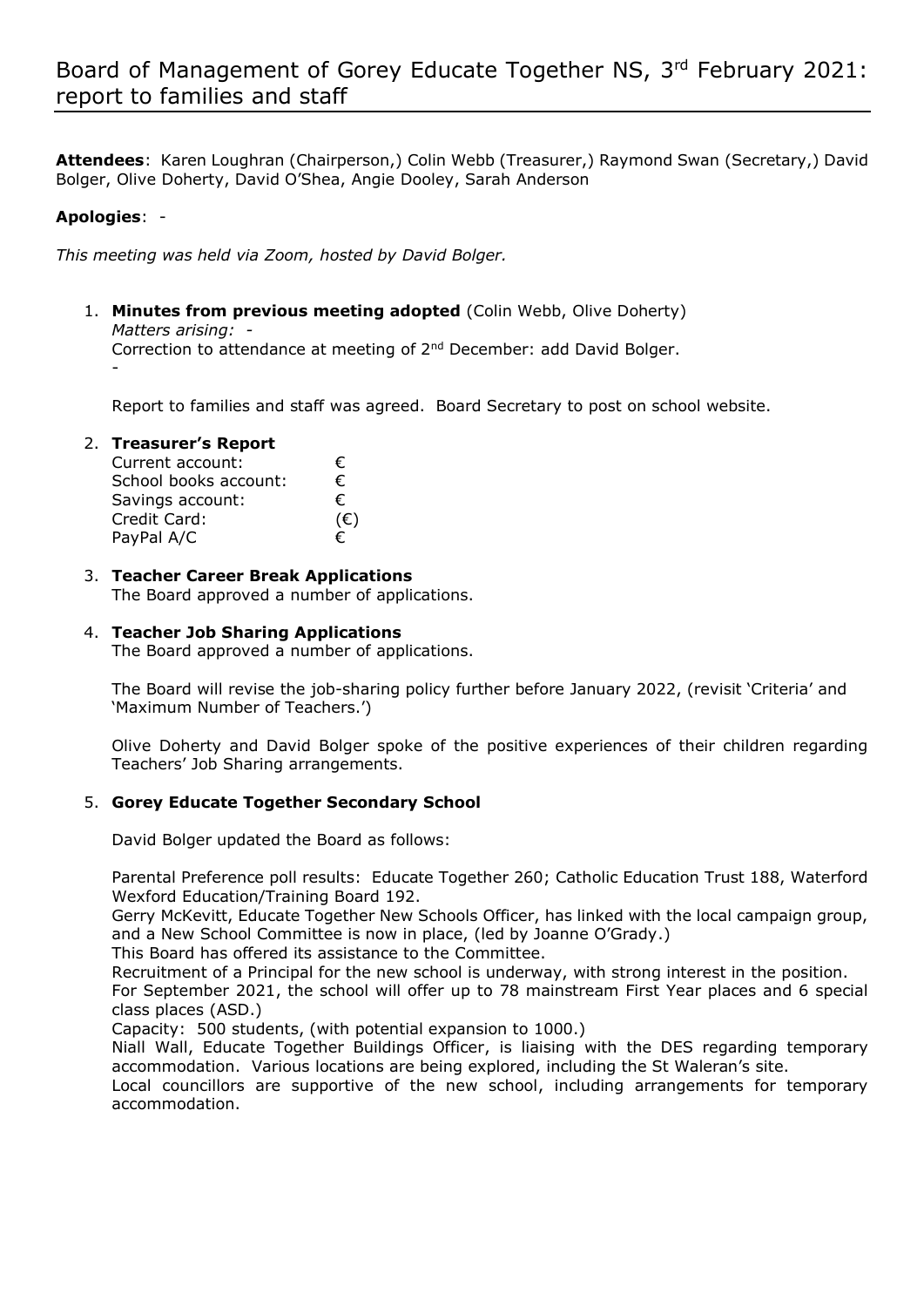# Board of Management of Gorey Educate Together NS, 3rd February 2021: report to families and staff

**Attendees**: Karen Loughran (Chairperson,) Colin Webb (Treasurer,) Raymond Swan (Secretary,) David Bolger, Olive Doherty, David O'Shea, Angie Dooley, Sarah Anderson

**Apologies**: -

*This meeting was held via Zoom, hosted by David Bolger.*

1. **Minutes from previous meeting adopted** (Colin Webb, Olive Doherty)
   *Matters arising: -*
   Correction to attendance at meeting of 2nd December: add David Bolger.
   -

   Report to families and staff was agreed. Board Secretary to post on school website.

2. **Treasurer's Report**

   | | |
   |---|---|
   | Current account: | € |
   | School books account: | € |
   | Savings account: | € |
   | Credit Card: | (€) |
   | PayPal A/C | € |

3. **Teacher Career Break Applications**
   The Board approved a number of applications.

4. **Teacher Job Sharing Applications**
   The Board approved a number of applications.

   The Board will revise the job-sharing policy further before January 2022, (revisit 'Criteria' and 'Maximum Number of Teachers.')

   Olive Doherty and David Bolger spoke of the positive experiences of their children regarding Teachers' Job Sharing arrangements.

5. **Gorey Educate Together Secondary School**

   David Bolger updated the Board as follows:

   Parental Preference poll results: Educate Together 260; Catholic Education Trust 188, Waterford Wexford Education/Training Board 192.
   Gerry McKevitt, Educate Together New Schools Officer, has linked with the local campaign group, and a New School Committee is now in place, (led by Joanne O'Grady.)
   This Board has offered its assistance to the Committee.
   Recruitment of a Principal for the new school is underway, with strong interest in the position.
   For September 2021, the school will offer up to 78 mainstream First Year places and 6 special class places (ASD.)
   Capacity: 500 students, (with potential expansion to 1000.)
   Niall Wall, Educate Together Buildings Officer, is liaising with the DES regarding temporary accommodation. Various locations are being explored, including the St Waleran's site.
   Local councillors are supportive of the new school, including arrangements for temporary accommodation.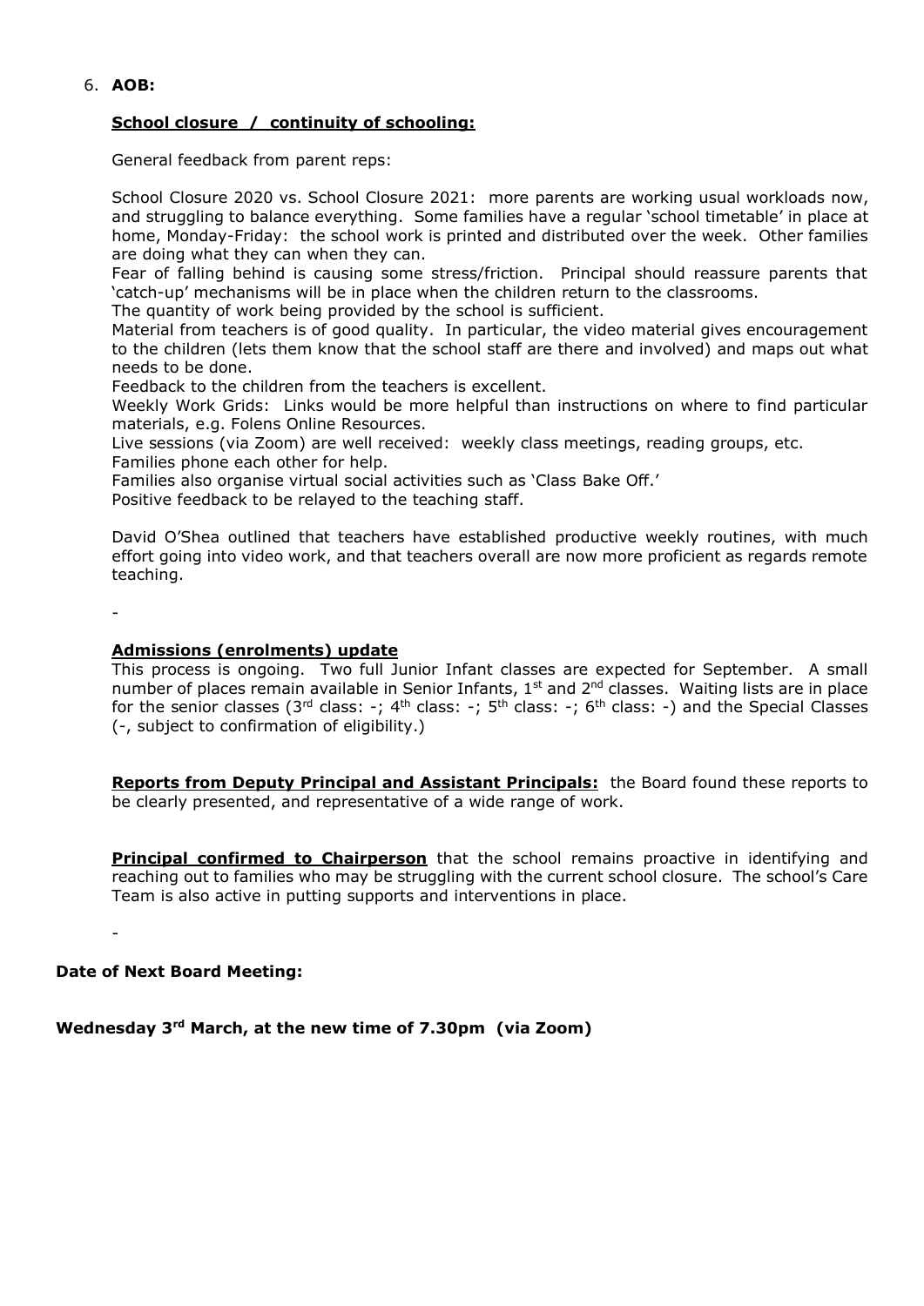6. **AOB:**

**School closure / continuity of schooling:**

General feedback from parent reps:

School Closure 2020 vs. School Closure 2021: more parents are working usual workloads now, and struggling to balance everything. Some families have a regular 'school timetable' in place at home, Monday-Friday: the school work is printed and distributed over the week. Other families are doing what they can when they can.
Fear of falling behind is causing some stress/friction. Principal should reassure parents that 'catch-up' mechanisms will be in place when the children return to the classrooms.
The quantity of work being provided by the school is sufficient.
Material from teachers is of good quality. In particular, the video material gives encouragement to the children (lets them know that the school staff are there and involved) and maps out what needs to be done.
Feedback to the children from the teachers is excellent.
Weekly Work Grids: Links would be more helpful than instructions on where to find particular materials, e.g. Folens Online Resources.
Live sessions (via Zoom) are well received: weekly class meetings, reading groups, etc.
Families phone each other for help.
Families also organise virtual social activities such as 'Class Bake Off.'
Positive feedback to be relayed to the teaching staff.

David O'Shea outlined that teachers have established productive weekly routines, with much effort going into video work, and that teachers overall are now more proficient as regards remote teaching.

-

**Admissions (enrolments) update**

This process is ongoing. Two full Junior Infant classes are expected for September. A small number of places remain available in Senior Infants, 1st and 2nd classes. Waiting lists are in place for the senior classes (3rd class: -; 4th class: -; 5th class: -; 6th class: -) and the Special Classes (-, subject to confirmation of eligibility.)

**Reports from Deputy Principal and Assistant Principals:** the Board found these reports to be clearly presented, and representative of a wide range of work.

**Principal confirmed to Chairperson** that the school remains proactive in identifying and reaching out to families who may be struggling with the current school closure. The school's Care Team is also active in putting supports and interventions in place.

-

**Date of Next Board Meeting:**

**Wednesday 3rd March, at the new time of 7.30pm (via Zoom)**